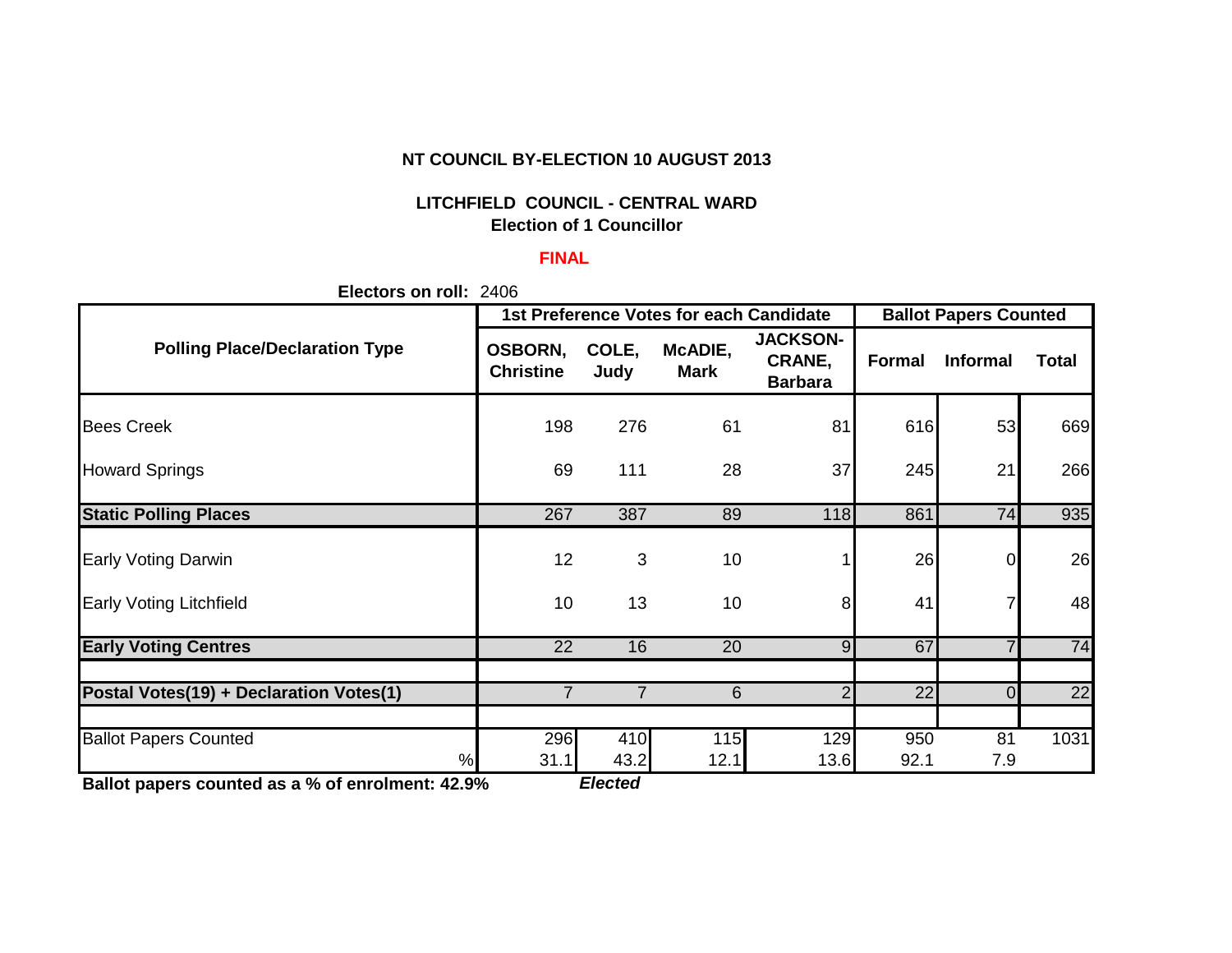**NT COUNCIL BY-ELECTION 10 AUGUST 2013**

**LITCHFIELD COUNCIL - CENTRAL WARD**
**Election of 1 Councillor**

**FINAL**

**Electors on roll:** 2406

| Polling Place/Declaration Type | 1st Preference Votes for each Candidate | | | | Ballot Papers Counted | | |
|---|---|---|---|---|---|---|---|
| | **OSBORN, Christine** | **COLE, Judy** | **McADIE, Mark** | **JACKSON-CRANE, Barbara** | **Formal** | **Informal** | **Total** |
| Bees Creek | 198 | 276 | 61 | 81 | 616 | 53 | 669 |
| Howard Springs | 69 | 111 | 28 | 37 | 245 | 21 | 266 |
| **Static Polling Places** | 267 | 387 | 89 | 118 | 861 | 74 | 935 |
| Early Voting Darwin | 12 | 3 | 10 | 1 | 26 | 0 | 26 |
| Early Voting Litchfield | 10 | 13 | 10 | 8 | 41 | 7 | 48 |
| **Early Voting Centres** | 22 | 16 | 20 | 9 | 67 | 7 | 74 |
| **Postal Votes(19) + Declaration Votes(1)** | 7 | 7 | 6 | 2 | 22 | 0 | 22 |
| Ballot Papers Counted | 296 | 410 | 115 | 129 | 950 | 81 | 1031 |
| % | 31.1 | 43.2 | 12.1 | 13.6 | 92.1 | 7.9 | |
| | | *Elected* | | | | | |

**Ballot papers counted as a % of enrolment: 42.9%**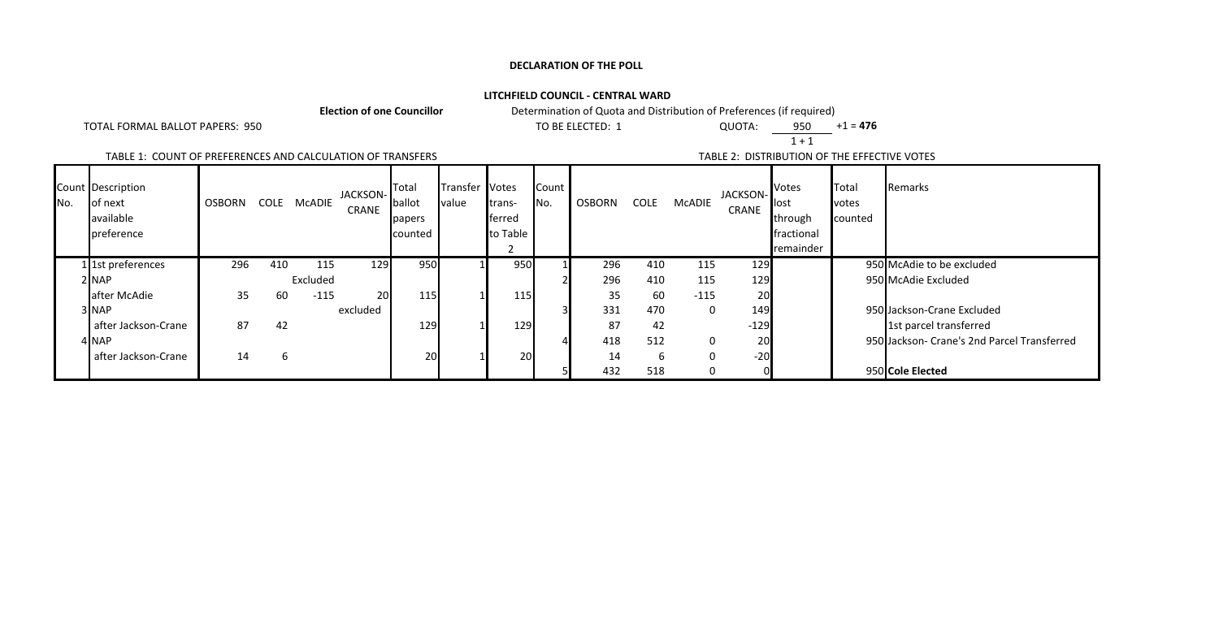## DECLARATION OF THE POLL

### LITCHFIELD COUNCIL - CENTRAL WARD

**Election of one Councillor**

Determination of Quota and Distribution of Preferences (if required)

TOTAL FORMAL BALLOT PAPERS: 950

TO BE ELECTED: 1

QUOTA: $\frac{950}{1+1} + 1 = \mathbf{476}$

TABLE 1: COUNT OF PREFERENCES AND CALCULATION OF TRANSFERS

TABLE 2: DISTRIBUTION OF THE EFFECTIVE VOTES

| Count No. | Description of next available preference | OSBORN | COLE | McADIE | JACKSON-CRANE | Total ballot papers counted | Transfer value | Votes trans-ferred to Table 2 | Count No. | OSBORN | COLE | McADIE | JACKSON-CRANE | Votes lost through fractional remainder | Total votes counted | Remarks |
|---|---|---|---|---|---|---|---|---|---|---|---|---|---|---|---|---|
| 1 | 1st preferences | 296 | 410 | 115 | 129 | 950 | | 950 | 1 | 296 | 410 | 115 | 129 | | 950 | McAdie to be excluded |
| 2 | NAP | | | Excluded | | | | | 2 | 296 | 410 | 115 | 129 | | 950 | McAdie Excluded |
| | after McAdie | 35 | 60 | -115 | 20 | 115 | 1 | 115 | | 35 | 60 | -115 | 20 | | | |
| 3 | NAP | | | | excluded | | | | 3 | 331 | 470 | 0 | 149 | | 950 | Jackson-Crane Excluded |
| | after Jackson-Crane | 87 | 42 | | | 129 | 1 | 129 | | 87 | 42 | | -129 | | | 1st parcel transferred |
| 4 | NAP | | | | | | | | 4 | 418 | 512 | 0 | 20 | | 950 | Jackson- Crane's 2nd Parcel Transferred |
| | after Jackson-Crane | 14 | 6 | | | 20 | 1 | 20 | | 14 | 6 | 0 | -20 | | | |
| | | | | | | | | | 5 | 432 | 518 | 0 | 0 | | 950 | **Cole Elected** |